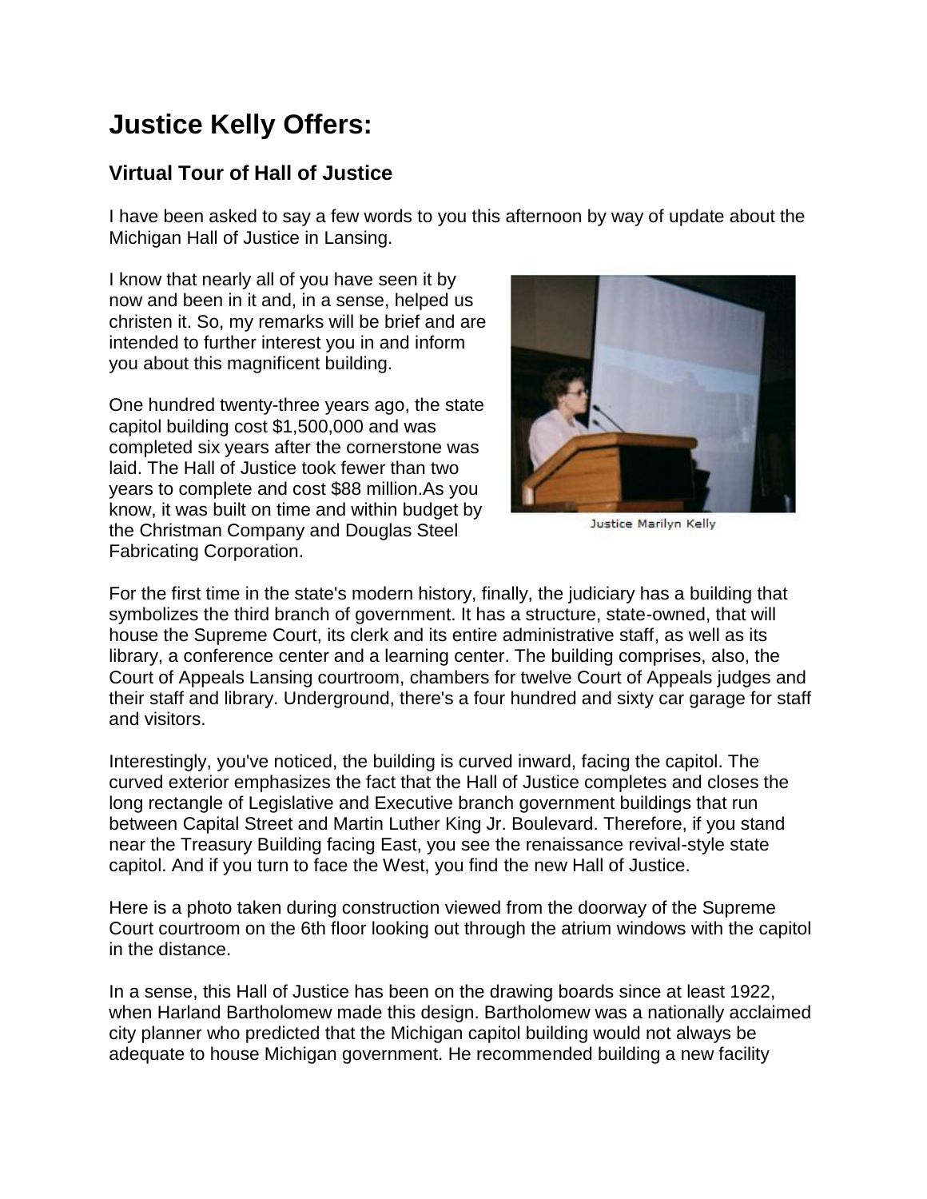# Justice Kelly Offers:

## Virtual Tour of Hall of Justice

I have been asked to say a few words to you this afternoon by way of update about the Michigan Hall of Justice in Lansing.

I know that nearly all of you have seen it by now and been in it and, in a sense, helped us christen it. So, my remarks will be brief and are intended to further interest you in and inform you about this magnificent building.

Justice Marilyn Kelly

One hundred twenty-three years ago, the state capitol building cost $1,500,000 and was completed six years after the cornerstone was laid. The Hall of Justice took fewer than two years to complete and cost $88 million.As you know, it was built on time and within budget by the Christman Company and Douglas Steel Fabricating Corporation.

For the first time in the state's modern history, finally, the judiciary has a building that symbolizes the third branch of government. It has a structure, state-owned, that will house the Supreme Court, its clerk and its entire administrative staff, as well as its library, a conference center and a learning center. The building comprises, also, the Court of Appeals Lansing courtroom, chambers for twelve Court of Appeals judges and their staff and library. Underground, there's a four hundred and sixty car garage for staff and visitors.

Interestingly, you've noticed, the building is curved inward, facing the capitol. The curved exterior emphasizes the fact that the Hall of Justice completes and closes the long rectangle of Legislative and Executive branch government buildings that run between Capital Street and Martin Luther King Jr. Boulevard. Therefore, if you stand near the Treasury Building facing East, you see the renaissance revival-style state capitol. And if you turn to face the West, you find the new Hall of Justice.

Here is a photo taken during construction viewed from the doorway of the Supreme Court courtroom on the 6th floor looking out through the atrium windows with the capitol in the distance.

In a sense, this Hall of Justice has been on the drawing boards since at least 1922, when Harland Bartholomew made this design. Bartholomew was a nationally acclaimed city planner who predicted that the Michigan capitol building would not always be adequate to house Michigan government. He recommended building a new facility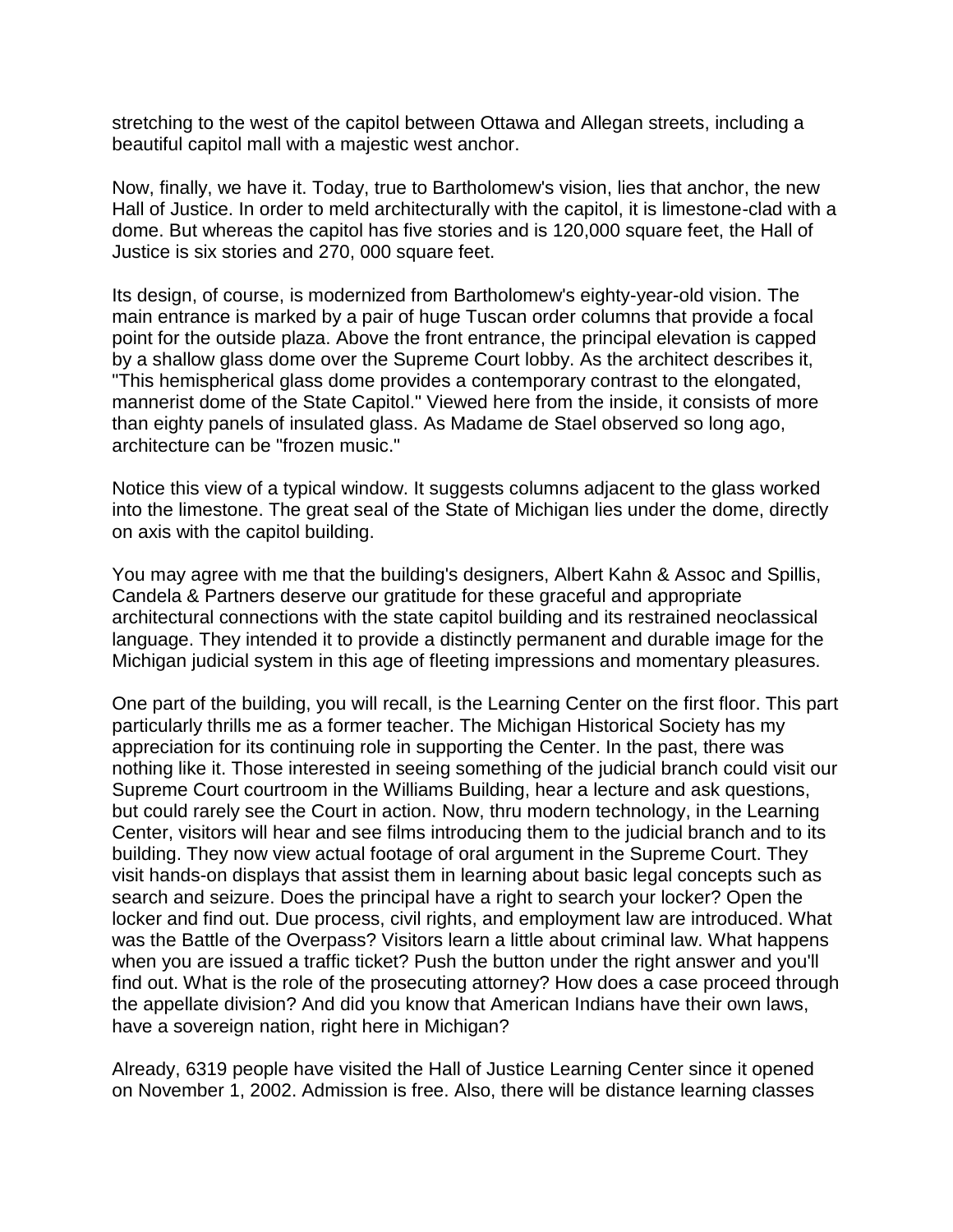stretching to the west of the capitol between Ottawa and Allegan streets, including a beautiful capitol mall with a majestic west anchor.

Now, finally, we have it. Today, true to Bartholomew's vision, lies that anchor, the new Hall of Justice. In order to meld architecturally with the capitol, it is limestone-clad with a dome. But whereas the capitol has five stories and is 120,000 square feet, the Hall of Justice is six stories and 270, 000 square feet.

Its design, of course, is modernized from Bartholomew's eighty-year-old vision. The main entrance is marked by a pair of huge Tuscan order columns that provide a focal point for the outside plaza. Above the front entrance, the principal elevation is capped by a shallow glass dome over the Supreme Court lobby. As the architect describes it, "This hemispherical glass dome provides a contemporary contrast to the elongated, mannerist dome of the State Capitol." Viewed here from the inside, it consists of more than eighty panels of insulated glass. As Madame de Stael observed so long ago, architecture can be "frozen music."

Notice this view of a typical window. It suggests columns adjacent to the glass worked into the limestone. The great seal of the State of Michigan lies under the dome, directly on axis with the capitol building.

You may agree with me that the building's designers, Albert Kahn & Assoc and Spillis, Candela & Partners deserve our gratitude for these graceful and appropriate architectural connections with the state capitol building and its restrained neoclassical language. They intended it to provide a distinctly permanent and durable image for the Michigan judicial system in this age of fleeting impressions and momentary pleasures.

One part of the building, you will recall, is the Learning Center on the first floor. This part particularly thrills me as a former teacher. The Michigan Historical Society has my appreciation for its continuing role in supporting the Center. In the past, there was nothing like it. Those interested in seeing something of the judicial branch could visit our Supreme Court courtroom in the Williams Building, hear a lecture and ask questions, but could rarely see the Court in action. Now, thru modern technology, in the Learning Center, visitors will hear and see films introducing them to the judicial branch and to its building. They now view actual footage of oral argument in the Supreme Court. They visit hands-on displays that assist them in learning about basic legal concepts such as search and seizure. Does the principal have a right to search your locker? Open the locker and find out. Due process, civil rights, and employment law are introduced. What was the Battle of the Overpass? Visitors learn a little about criminal law. What happens when you are issued a traffic ticket? Push the button under the right answer and you'll find out. What is the role of the prosecuting attorney? How does a case proceed through the appellate division? And did you know that American Indians have their own laws, have a sovereign nation, right here in Michigan?

Already, 6319 people have visited the Hall of Justice Learning Center since it opened on November 1, 2002. Admission is free. Also, there will be distance learning classes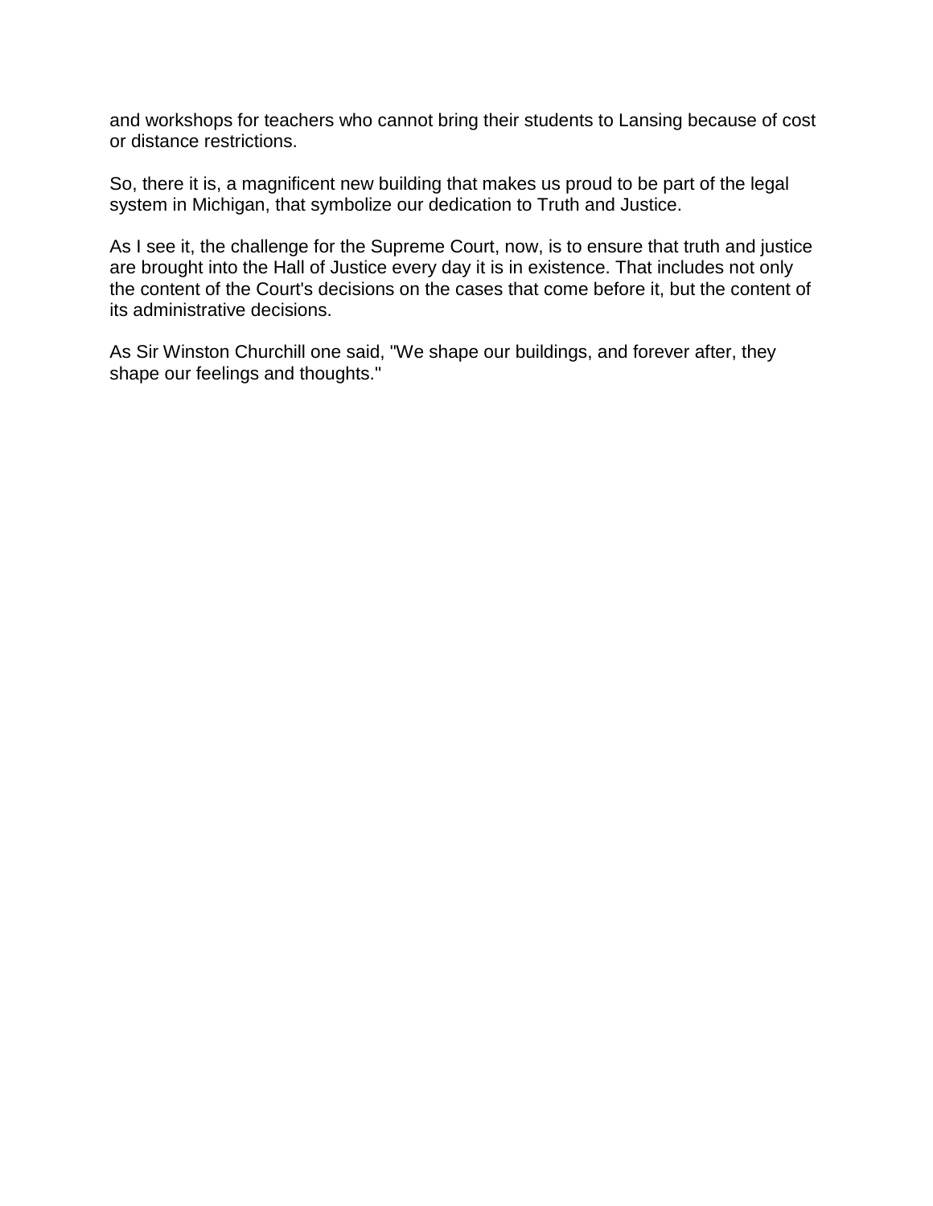and workshops for teachers who cannot bring their students to Lansing because of cost or distance restrictions.

So, there it is, a magnificent new building that makes us proud to be part of the legal system in Michigan, that symbolize our dedication to Truth and Justice.

As I see it, the challenge for the Supreme Court, now, is to ensure that truth and justice are brought into the Hall of Justice every day it is in existence. That includes not only the content of the Court's decisions on the cases that come before it, but the content of its administrative decisions.

As Sir Winston Churchill one said, "We shape our buildings, and forever after, they shape our feelings and thoughts."